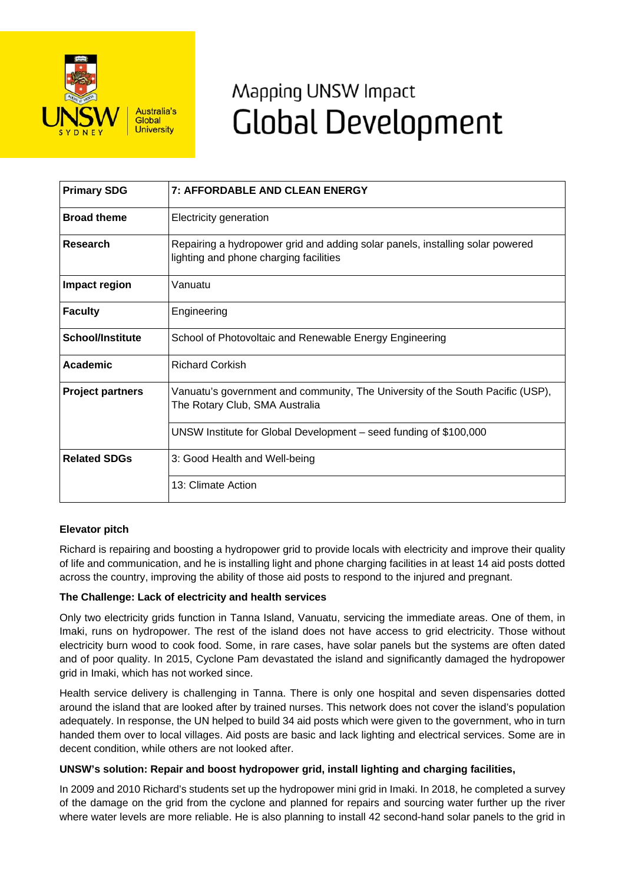# Mapping UNSW Impact
# Global Development

| | |
|---|---|
| **Primary SDG** | **7: AFFORDABLE AND CLEAN ENERGY** |
| **Broad theme** | Electricity generation |
| **Research** | Repairing a hydropower grid and adding solar panels, installing solar powered lighting and phone charging facilities |
| **Impact region** | Vanuatu |
| **Faculty** | Engineering |
| **School/Institute** | School of Photovoltaic and Renewable Energy Engineering |
| **Academic** | Richard Corkish |
| **Project partners** | Vanuatu's government and community, The University of the South Pacific (USP), The Rotary Club, SMA Australia |
| | UNSW Institute for Global Development – seed funding of $100,000 |
| **Related SDGs** | 3: Good Health and Well-being |
| | 13: Climate Action |

**Elevator pitch**

Richard is repairing and boosting a hydropower grid to provide locals with electricity and improve their quality of life and communication, and he is installing light and phone charging facilities in at least 14 aid posts dotted across the country, improving the ability of those aid posts to respond to the injured and pregnant.

**The Challenge: Lack of electricity and health services**

Only two electricity grids function in Tanna Island, Vanuatu, servicing the immediate areas. One of them, in Imaki, runs on hydropower. The rest of the island does not have access to grid electricity. Those without electricity burn wood to cook food. Some, in rare cases, have solar panels but the systems are often dated and of poor quality. In 2015, Cyclone Pam devastated the island and significantly damaged the hydropower grid in Imaki, which has not worked since.

Health service delivery is challenging in Tanna. There is only one hospital and seven dispensaries dotted around the island that are looked after by trained nurses. This network does not cover the island's population adequately. In response, the UN helped to build 34 aid posts which were given to the government, who in turn handed them over to local villages. Aid posts are basic and lack lighting and electrical services. Some are in decent condition, while others are not looked after.

**UNSW's solution: Repair and boost hydropower grid, install lighting and charging facilities,**

In 2009 and 2010 Richard's students set up the hydropower mini grid in Imaki. In 2018, he completed a survey of the damage on the grid from the cyclone and planned for repairs and sourcing water further up the river where water levels are more reliable. He is also planning to install 42 second-hand solar panels to the grid in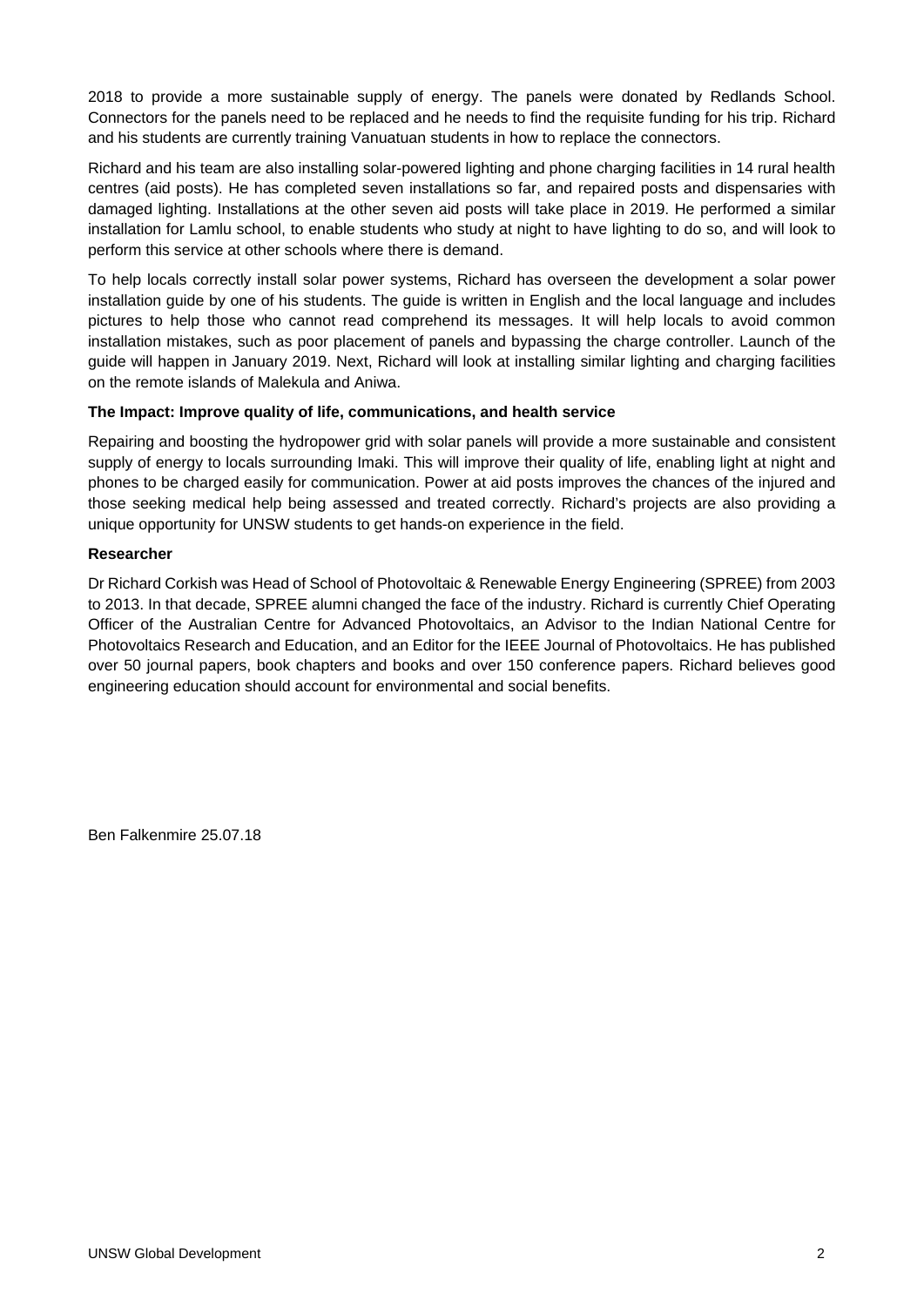2018 to provide a more sustainable supply of energy. The panels were donated by Redlands School. Connectors for the panels need to be replaced and he needs to find the requisite funding for his trip. Richard and his students are currently training Vanuatuan students in how to replace the connectors.

Richard and his team are also installing solar-powered lighting and phone charging facilities in 14 rural health centres (aid posts). He has completed seven installations so far, and repaired posts and dispensaries with damaged lighting. Installations at the other seven aid posts will take place in 2019. He performed a similar installation for Lamlu school, to enable students who study at night to have lighting to do so, and will look to perform this service at other schools where there is demand.

To help locals correctly install solar power systems, Richard has overseen the development a solar power installation guide by one of his students. The guide is written in English and the local language and includes pictures to help those who cannot read comprehend its messages. It will help locals to avoid common installation mistakes, such as poor placement of panels and bypassing the charge controller. Launch of the guide will happen in January 2019. Next, Richard will look at installing similar lighting and charging facilities on the remote islands of Malekula and Aniwa.

**The Impact: Improve quality of life, communications, and health service**

Repairing and boosting the hydropower grid with solar panels will provide a more sustainable and consistent supply of energy to locals surrounding Imaki. This will improve their quality of life, enabling light at night and phones to be charged easily for communication. Power at aid posts improves the chances of the injured and those seeking medical help being assessed and treated correctly. Richard's projects are also providing a unique opportunity for UNSW students to get hands-on experience in the field.

**Researcher**

Dr Richard Corkish was Head of School of Photovoltaic & Renewable Energy Engineering (SPREE) from 2003 to 2013. In that decade, SPREE alumni changed the face of the industry. Richard is currently Chief Operating Officer of the Australian Centre for Advanced Photovoltaics, an Advisor to the Indian National Centre for Photovoltaics Research and Education, and an Editor for the IEEE Journal of Photovoltaics. He has published over 50 journal papers, book chapters and books and over 150 conference papers. Richard believes good engineering education should account for environmental and social benefits.

Ben Falkenmire 25.07.18